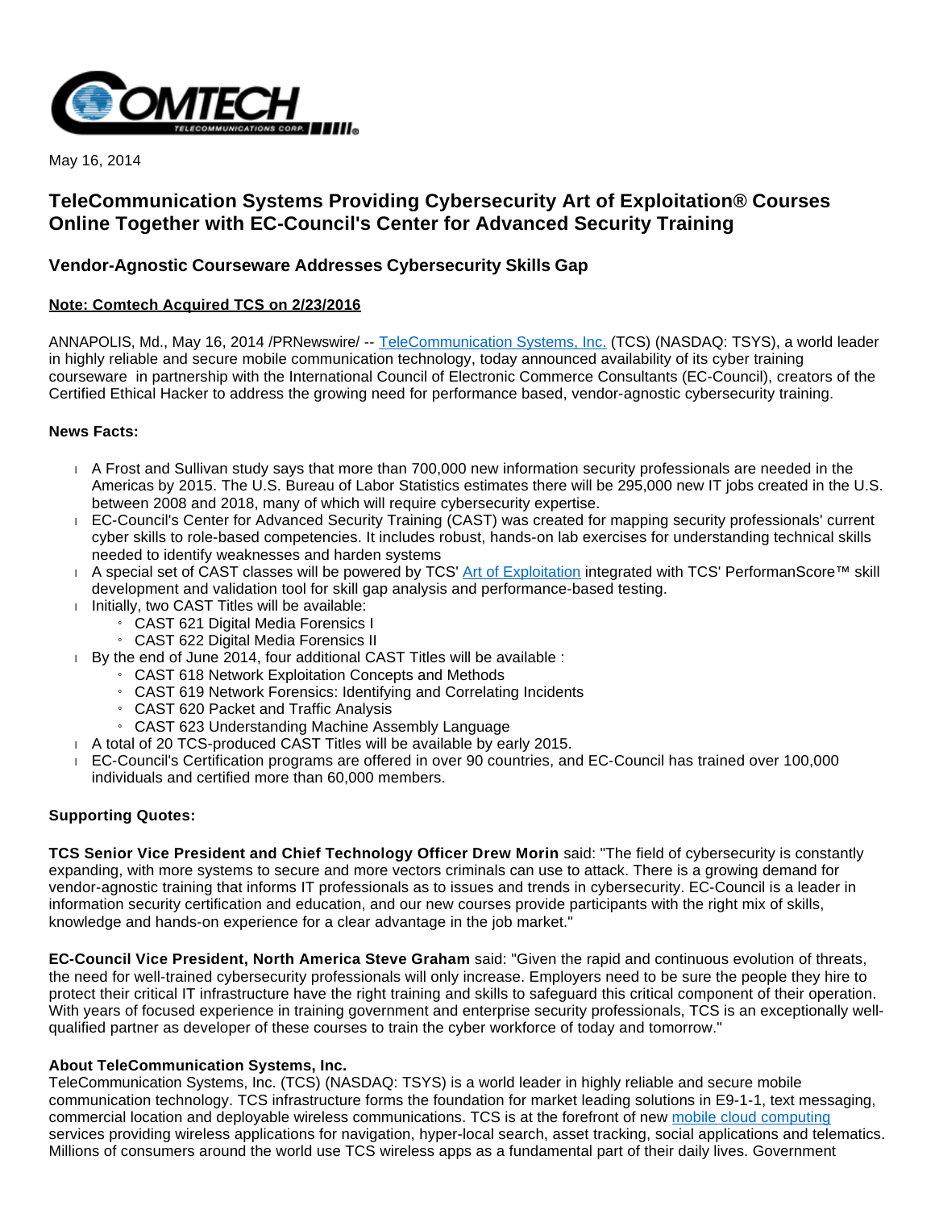May 16, 2014

# TeleCommunication Systems Providing Cybersecurity Art of Exploitation® Courses Online Together with EC-Council's Center for Advanced Security Training

## Vendor-Agnostic Courseware Addresses Cybersecurity Skills Gap

**Note: Comtech Acquired TCS on 2/23/2016**

ANNAPOLIS, Md., May 16, 2014 /PRNewswire/ -- TeleCommunication Systems, Inc. (TCS) (NASDAQ: TSYS), a world leader in highly reliable and secure mobile communication technology, today announced availability of its cyber training courseware in partnership with the International Council of Electronic Commerce Consultants (EC-Council), creators of the Certified Ethical Hacker to address the growing need for performance based, vendor-agnostic cybersecurity training.

**News Facts:**

- A Frost and Sullivan study says that more than 700,000 new information security professionals are needed in the Americas by 2015. The U.S. Bureau of Labor Statistics estimates there will be 295,000 new IT jobs created in the U.S. between 2008 and 2018, many of which will require cybersecurity expertise.
- EC-Council's Center for Advanced Security Training (CAST) was created for mapping security professionals' current cyber skills to role-based competencies. It includes robust, hands-on lab exercises for understanding technical skills needed to identify weaknesses and harden systems
- A special set of CAST classes will be powered by TCS' Art of Exploitation integrated with TCS' PerformanScore™ skill development and validation tool for skill gap analysis and performance-based testing.
- Initially, two CAST Titles will be available:
  - CAST 621 Digital Media Forensics I
  - CAST 622 Digital Media Forensics II
- By the end of June 2014, four additional CAST Titles will be available :
  - CAST 618 Network Exploitation Concepts and Methods
  - CAST 619 Network Forensics: Identifying and Correlating Incidents
  - CAST 620 Packet and Traffic Analysis
  - CAST 623 Understanding Machine Assembly Language
- A total of 20 TCS-produced CAST Titles will be available by early 2015.
- EC-Council's Certification programs are offered in over 90 countries, and EC-Council has trained over 100,000 individuals and certified more than 60,000 members.

**Supporting Quotes:**

**TCS Senior Vice President and Chief Technology Officer Drew Morin** said: "The field of cybersecurity is constantly expanding, with more systems to secure and more vectors criminals can use to attack. There is a growing demand for vendor-agnostic training that informs IT professionals as to issues and trends in cybersecurity. EC-Council is a leader in information security certification and education, and our new courses provide participants with the right mix of skills, knowledge and hands-on experience for a clear advantage in the job market."

**EC-Council Vice President, North America Steve Graham** said: "Given the rapid and continuous evolution of threats, the need for well-trained cybersecurity professionals will only increase. Employers need to be sure the people they hire to protect their critical IT infrastructure have the right training and skills to safeguard this critical component of their operation. With years of focused experience in training government and enterprise security professionals, TCS is an exceptionally well-qualified partner as developer of these courses to train the cyber workforce of today and tomorrow."

**About TeleCommunication Systems, Inc.**

TeleCommunication Systems, Inc. (TCS) (NASDAQ: TSYS) is a world leader in highly reliable and secure mobile communication technology. TCS infrastructure forms the foundation for market leading solutions in E9-1-1, text messaging, commercial location and deployable wireless communications. TCS is at the forefront of new mobile cloud computing services providing wireless applications for navigation, hyper-local search, asset tracking, social applications and telematics. Millions of consumers around the world use TCS wireless apps as a fundamental part of their daily lives. Government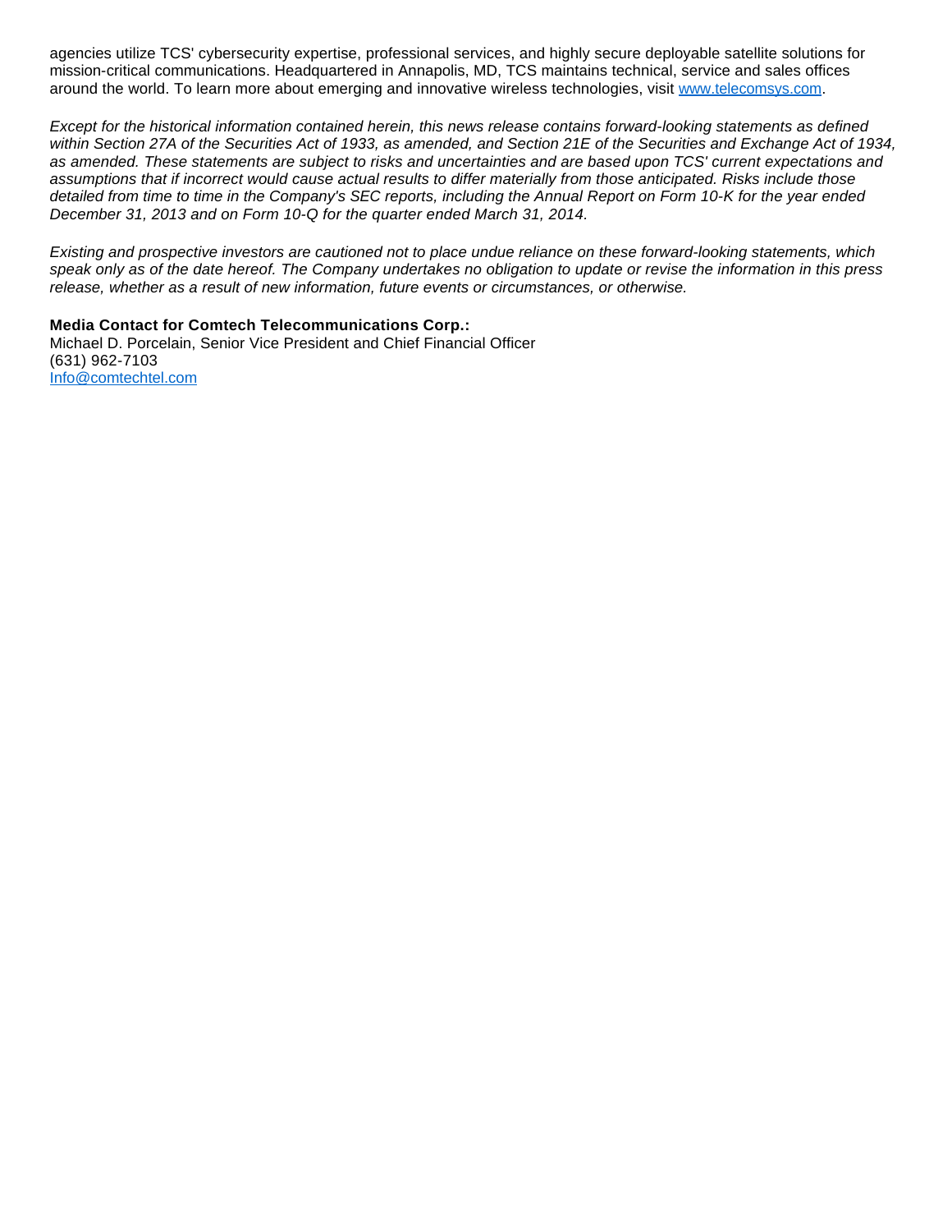agencies utilize TCS' cybersecurity expertise, professional services, and highly secure deployable satellite solutions for mission-critical communications. Headquartered in Annapolis, MD, TCS maintains technical, service and sales offices around the world. To learn more about emerging and innovative wireless technologies, visit [www.telecomsys.com](http://www.telecomsys.com).

*Except for the historical information contained herein, this news release contains forward-looking statements as defined within Section 27A of the Securities Act of 1933, as amended, and Section 21E of the Securities and Exchange Act of 1934, as amended. These statements are subject to risks and uncertainties and are based upon TCS' current expectations and assumptions that if incorrect would cause actual results to differ materially from those anticipated. Risks include those detailed from time to time in the Company's SEC reports, including the Annual Report on Form 10-K for the year ended December 31, 2013 and on Form 10-Q for the quarter ended March 31, 2014.*

*Existing and prospective investors are cautioned not to place undue reliance on these forward-looking statements, which speak only as of the date hereof. The Company undertakes no obligation to update or revise the information in this press release, whether as a result of new information, future events or circumstances, or otherwise.*

**Media Contact for Comtech Telecommunications Corp.:**
Michael D. Porcelain, Senior Vice President and Chief Financial Officer
(631) 962-7103
[Info@comtechtel.com](mailto:Info@comtechtel.com)